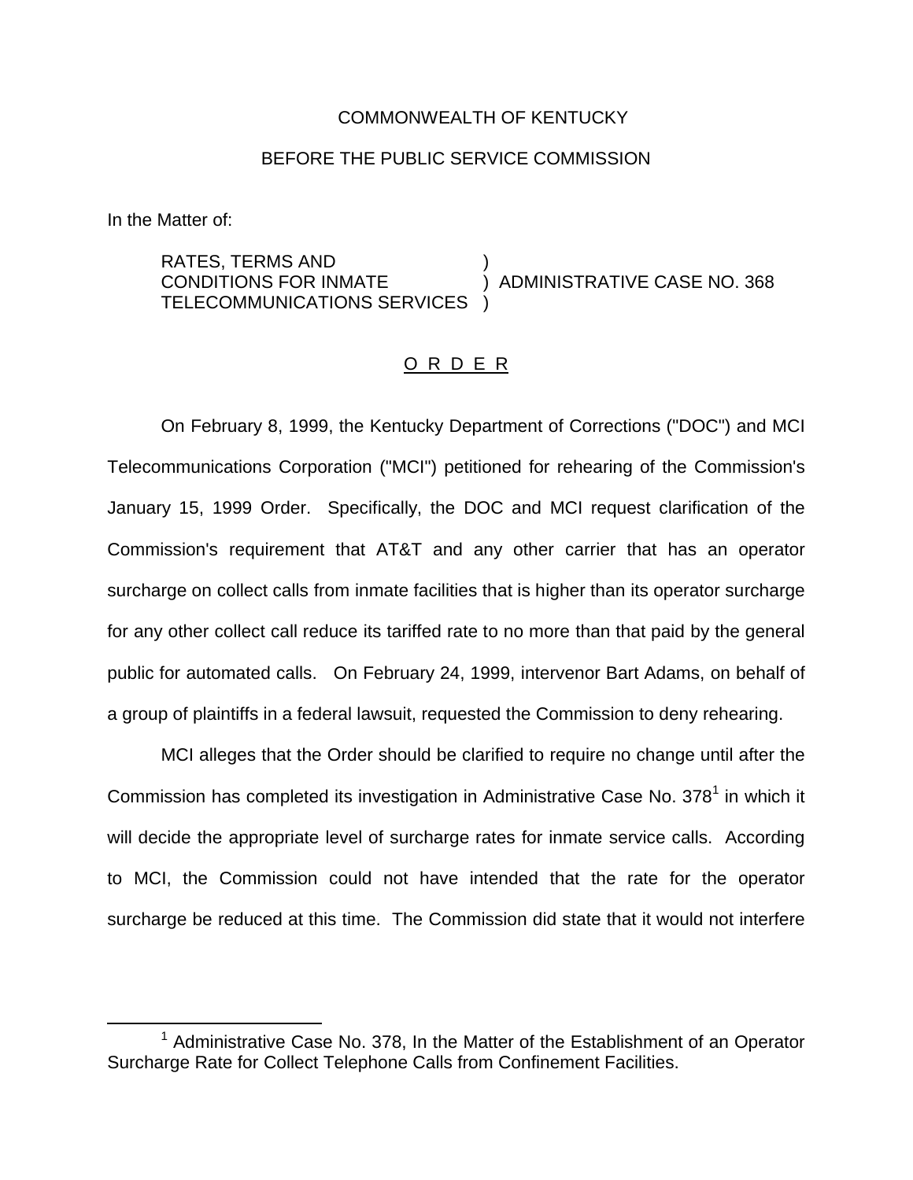COMMONWEALTH OF KENTUCKY

BEFORE THE PUBLIC SERVICE COMMISSION

In the Matter of:

RATES, TERMS AND CONDITIONS FOR INMATE TELECOMMUNICATIONS SERVICES ) ADMINISTRATIVE CASE NO. 368

# O R D E R

On February 8, 1999, the Kentucky Department of Corrections ("DOC") and MCI Telecommunications Corporation ("MCI") petitioned for rehearing of the Commission's January 15, 1999 Order. Specifically, the DOC and MCI request clarification of the Commission's requirement that AT&T and any other carrier that has an operator surcharge on collect calls from inmate facilities that is higher than its operator surcharge for any other collect call reduce its tariffed rate to no more than that paid by the general public for automated calls. On February 24, 1999, intervenor Bart Adams, on behalf of a group of plaintiffs in a federal lawsuit, requested the Commission to deny rehearing.

MCI alleges that the Order should be clarified to require no change until after the Commission has completed its investigation in Administrative Case No. 378[1] in which it will decide the appropriate level of surcharge rates for inmate service calls. According to MCI, the Commission could not have intended that the rate for the operator surcharge be reduced at this time. The Commission did state that it would not interfere

[1] Administrative Case No. 378, In the Matter of the Establishment of an Operator Surcharge Rate for Collect Telephone Calls from Confinement Facilities.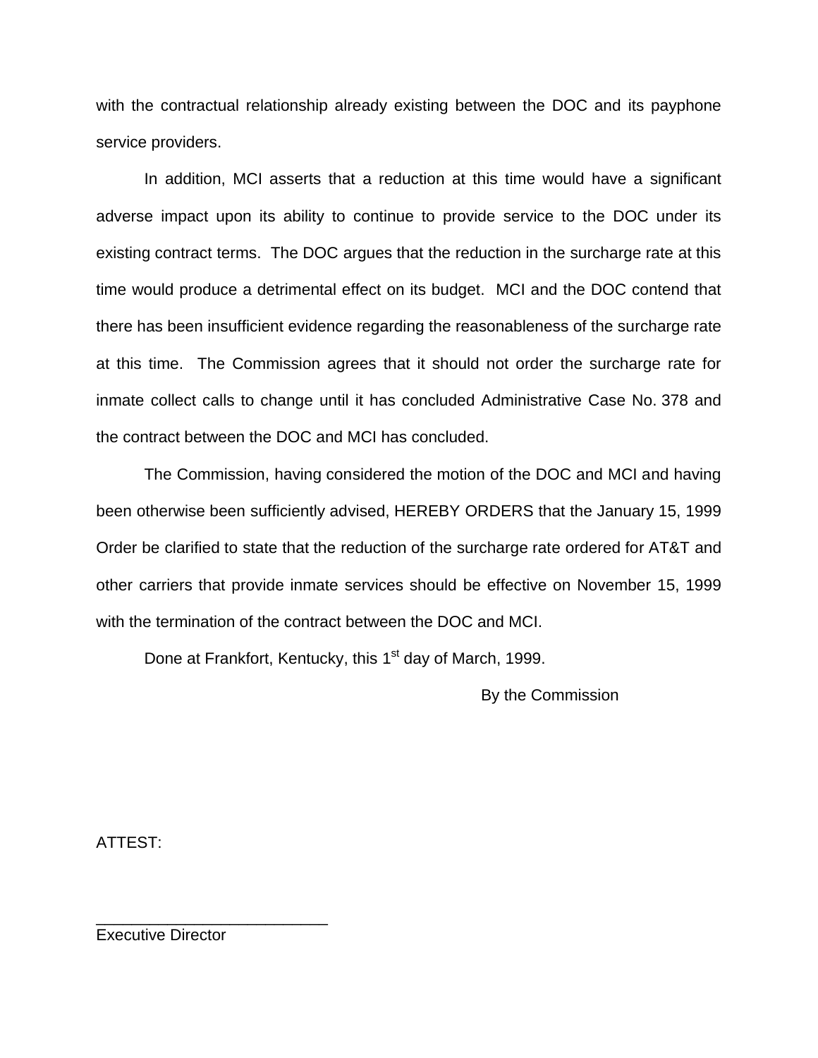with the contractual relationship already existing between the DOC and its payphone service providers.

In addition, MCI asserts that a reduction at this time would have a significant adverse impact upon its ability to continue to provide service to the DOC under its existing contract terms. The DOC argues that the reduction in the surcharge rate at this time would produce a detrimental effect on its budget. MCI and the DOC contend that there has been insufficient evidence regarding the reasonableness of the surcharge rate at this time. The Commission agrees that it should not order the surcharge rate for inmate collect calls to change until it has concluded Administrative Case No. 378 and the contract between the DOC and MCI has concluded.

The Commission, having considered the motion of the DOC and MCI and having been otherwise been sufficiently advised, HEREBY ORDERS that the January 15, 1999 Order be clarified to state that the reduction of the surcharge rate ordered for AT&T and other carriers that provide inmate services should be effective on November 15, 1999 with the termination of the contract between the DOC and MCI.

Done at Frankfort, Kentucky, this 1st day of March, 1999.

By the Commission

ATTEST:

___________________________
Executive Director